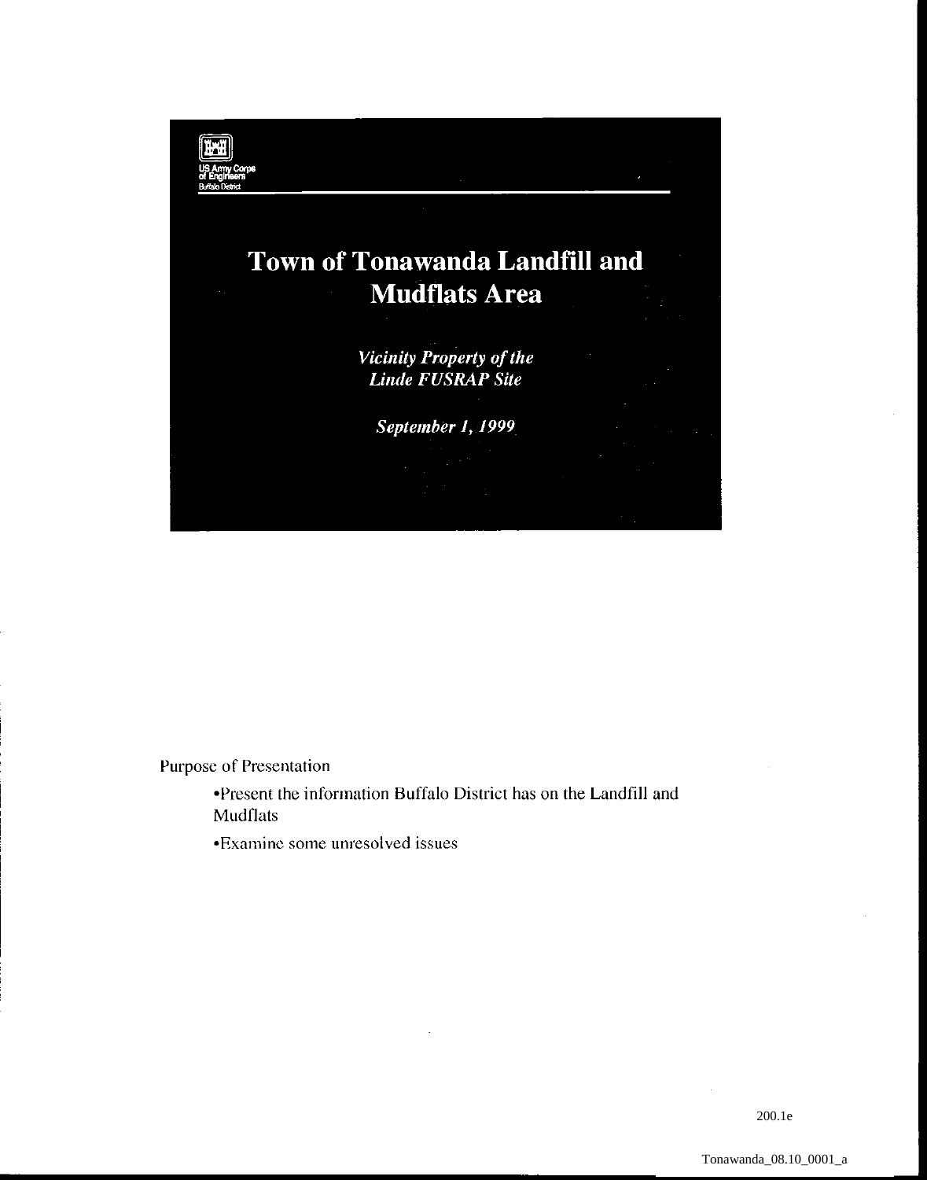US Army Corps of Engineers
Buffalo District

# Town of Tonawanda Landfill and Mudflats Area

***Vicinity Property of the Linde FUSRAP Site***

***September 1, 1999***

Purpose of Presentation

- Present the information Buffalo District has on the Landfill and Mudflats
- Examine some unresolved issues

200.1e

Tonawanda_08.10_0001_a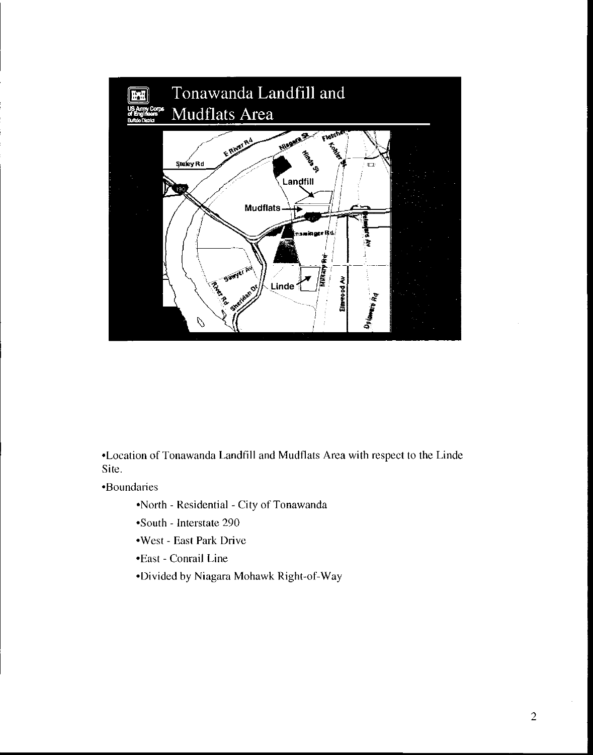# Tonawanda Landfill and Mudflats Area

- Location of Tonawanda Landfill and Mudflats Area with respect to the Linde Site.
- Boundaries
  - North - Residential - City of Tonawanda
  - South - Interstate 290
  - West - East Park Drive
  - East - Conrail Line
  - Divided by Niagara Mohawk Right-of-Way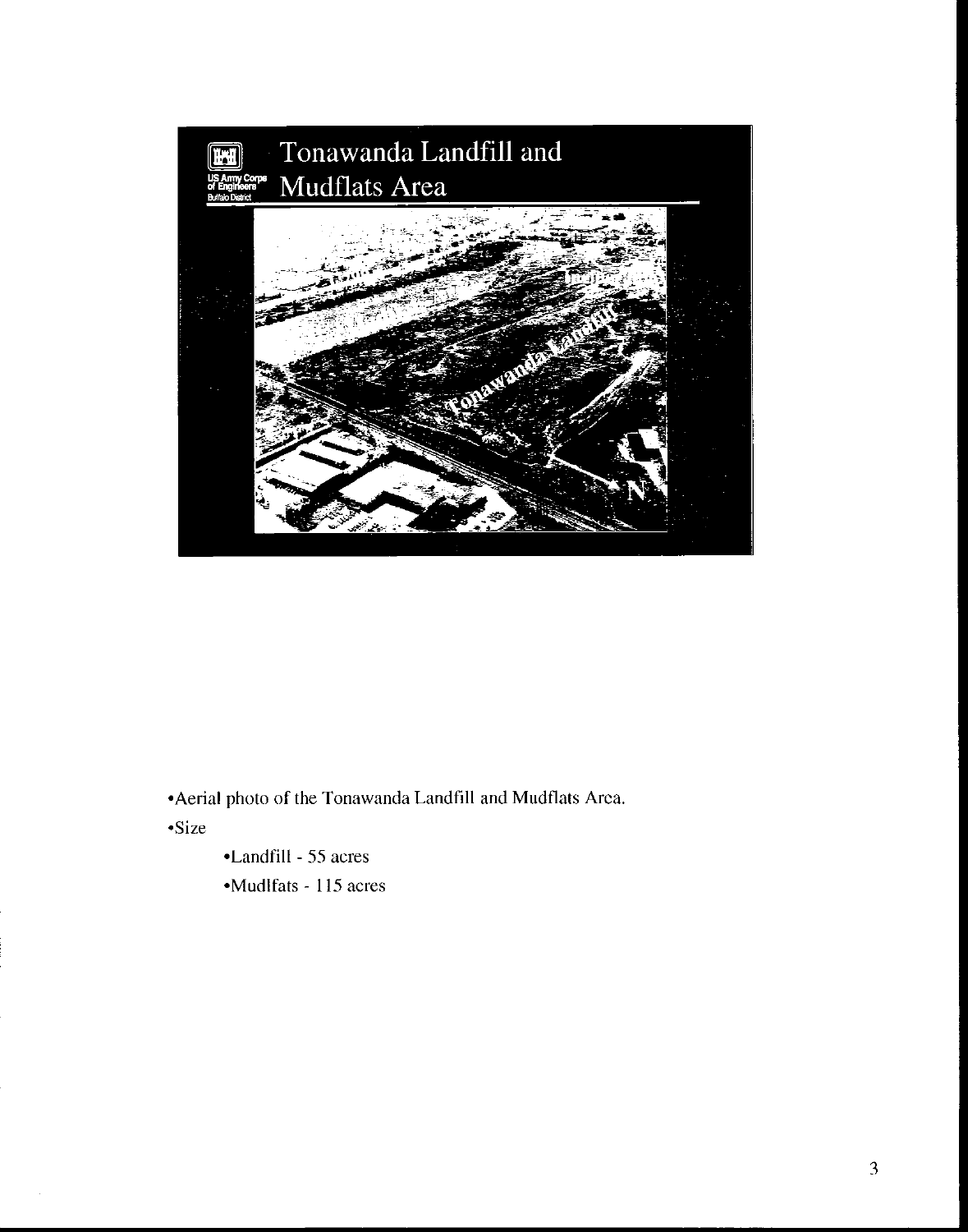# Tonawanda Landfill and Mudflats Area

- Aerial photo of the Tonawanda Landfill and Mudflats Area.
- Size
  - Landfill - 55 acres
  - Mudlfats - 115 acres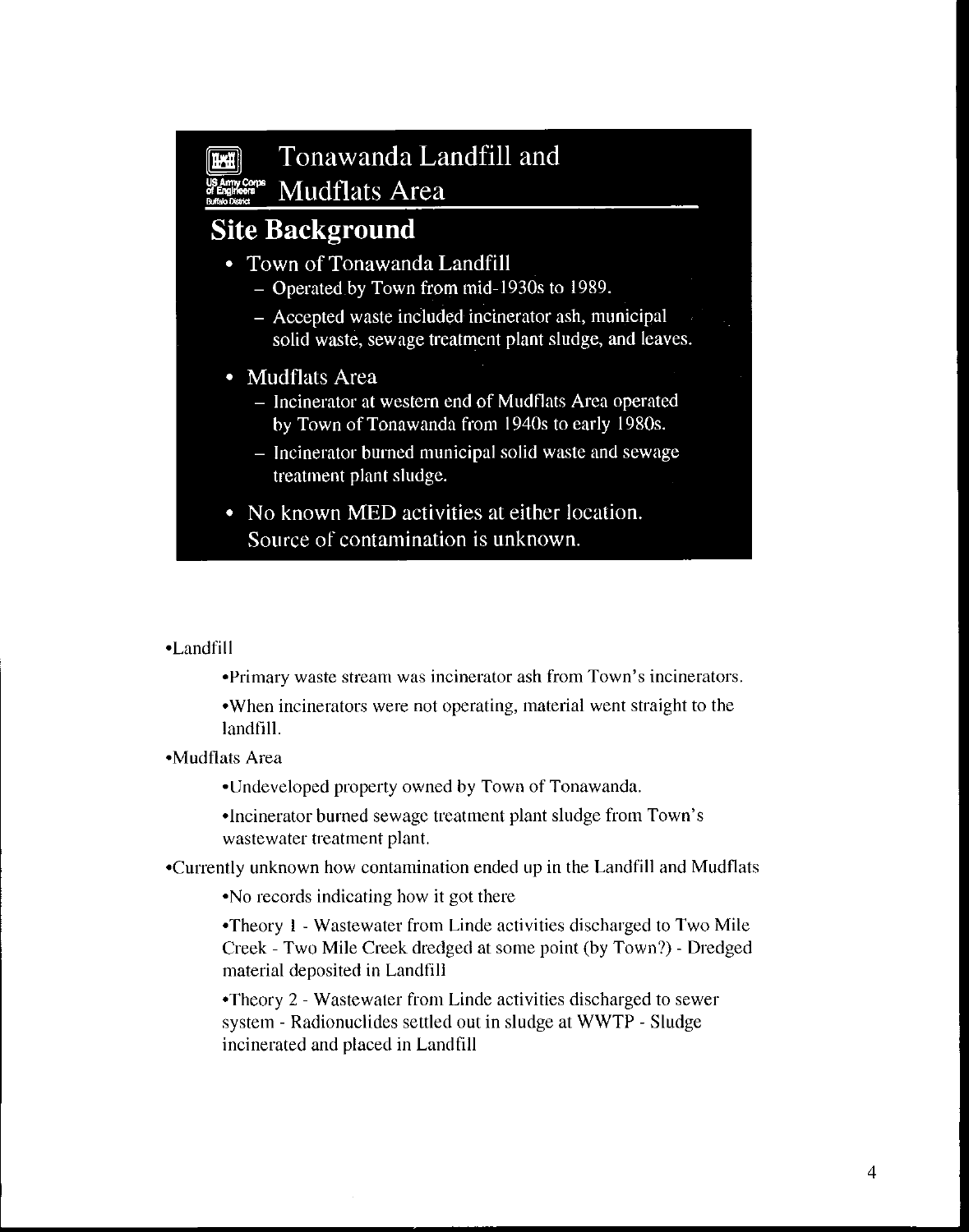# Tonawanda Landfill and Mudflats Area

US Army Corps of Engineers
Buffalo District

## Site Background

- Town of Tonawanda Landfill
  - Operated by Town from mid-1930s to 1989.
  - Accepted waste included incinerator ash, municipal solid waste, sewage treatment plant sludge, and leaves.
- Mudflats Area
  - Incinerator at western end of Mudflats Area operated by Town of Tonawanda from 1940s to early 1980s.
  - Incinerator burned municipal solid waste and sewage treatment plant sludge.
- No known MED activities at either location. Source of contamination is unknown.

•Landfill

- •Primary waste stream was incinerator ash from Town's incinerators.
- •When incinerators were not operating, material went straight to the landfill.

•Mudflats Area

- •Undeveloped property owned by Town of Tonawanda.
- •Incinerator burned sewage treatment plant sludge from Town's wastewater treatment plant.

•Currently unknown how contamination ended up in the Landfill and Mudflats

- •No records indicating how it got there
- •Theory 1 - Wastewater from Linde activities discharged to Two Mile Creek - Two Mile Creek dredged at some point (by Town?) - Dredged material deposited in Landfill
- •Theory 2 - Wastewater from Linde activities discharged to sewer system - Radionuclides settled out in sludge at WWTP - Sludge incinerated and placed in Landfill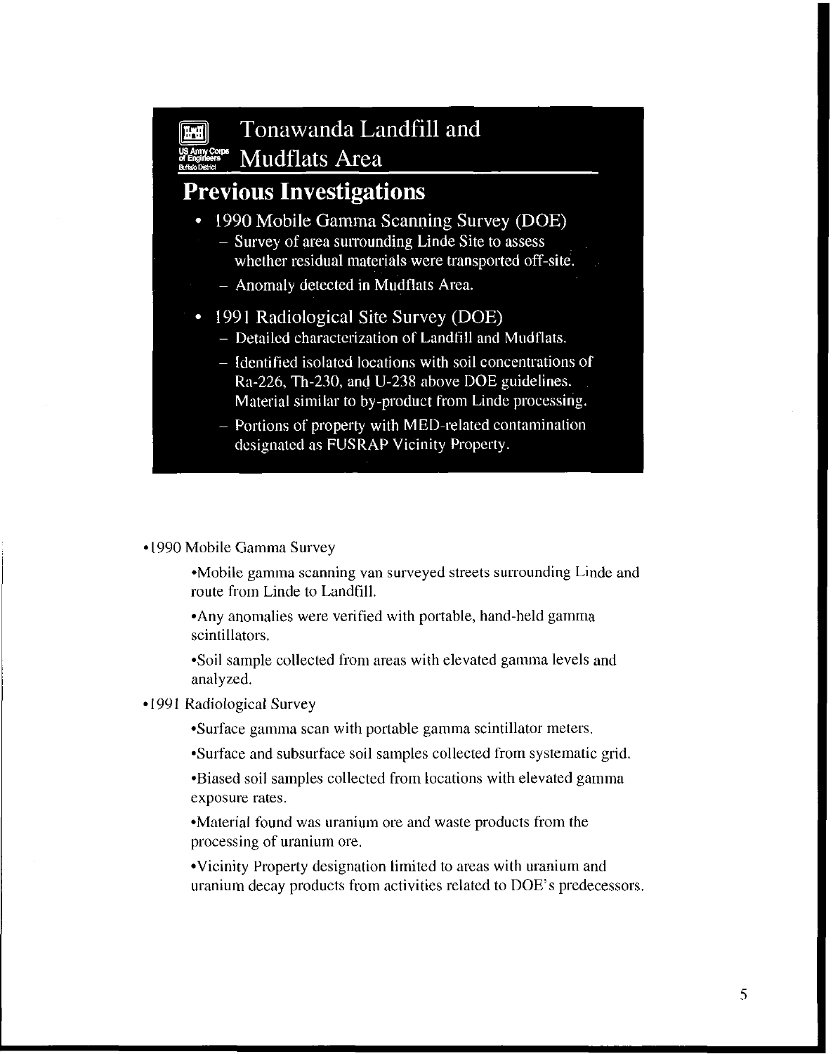# Tonawanda Landfill and Mudflats Area

US Army Corps of Engineers
Buffalo District

## Previous Investigations

- 1990 Mobile Gamma Scanning Survey (DOE)
  - Survey of area surrounding Linde Site to assess whether residual materials were transported off-site.
  - Anomaly detected in Mudflats Area.
- 1991 Radiological Site Survey (DOE)
  - Detailed characterization of Landfill and Mudflats.
  - Identified isolated locations with soil concentrations of Ra-226, Th-230, and U-238 above DOE guidelines. Material similar to by-product from Linde processing.
  - Portions of property with MED-related contamination designated as FUSRAP Vicinity Property.

- 1990 Mobile Gamma Survey
  - Mobile gamma scanning van surveyed streets surrounding Linde and route from Linde to Landfill.
  - Any anomalies were verified with portable, hand-held gamma scintillators.
  - Soil sample collected from areas with elevated gamma levels and analyzed.
- 1991 Radiological Survey
  - Surface gamma scan with portable gamma scintillator meters.
  - Surface and subsurface soil samples collected from systematic grid.
  - Biased soil samples collected from locations with elevated gamma exposure rates.
  - Material found was uranium ore and waste products from the processing of uranium ore.
  - Vicinity Property designation limited to areas with uranium and uranium decay products from activities related to DOE's predecessors.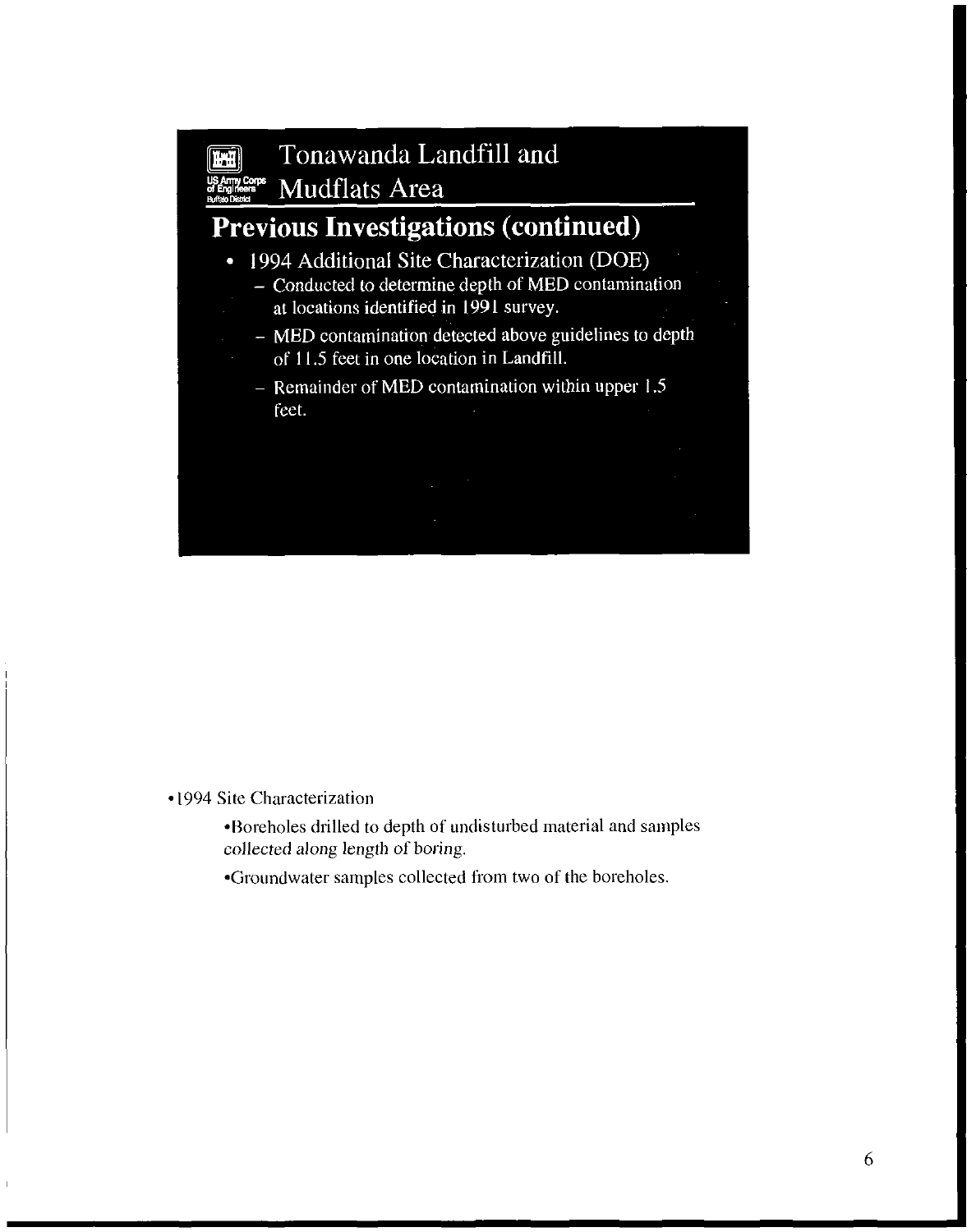## Tonawanda Landfill and Mudflats Area

US Army Corps of Engineers Buffalo District

# Previous Investigations (continued)

- 1994 Additional Site Characterization (DOE)
  - Conducted to determine depth of MED contamination at locations identified in 1991 survey.
  - MED contamination detected above guidelines to depth of 11.5 feet in one location in Landfill.
  - Remainder of MED contamination within upper 1.5 feet.

- 1994 Site Characterization
  - Boreholes drilled to depth of undisturbed material and samples collected along length of boring.
  - Groundwater samples collected from two of the boreholes.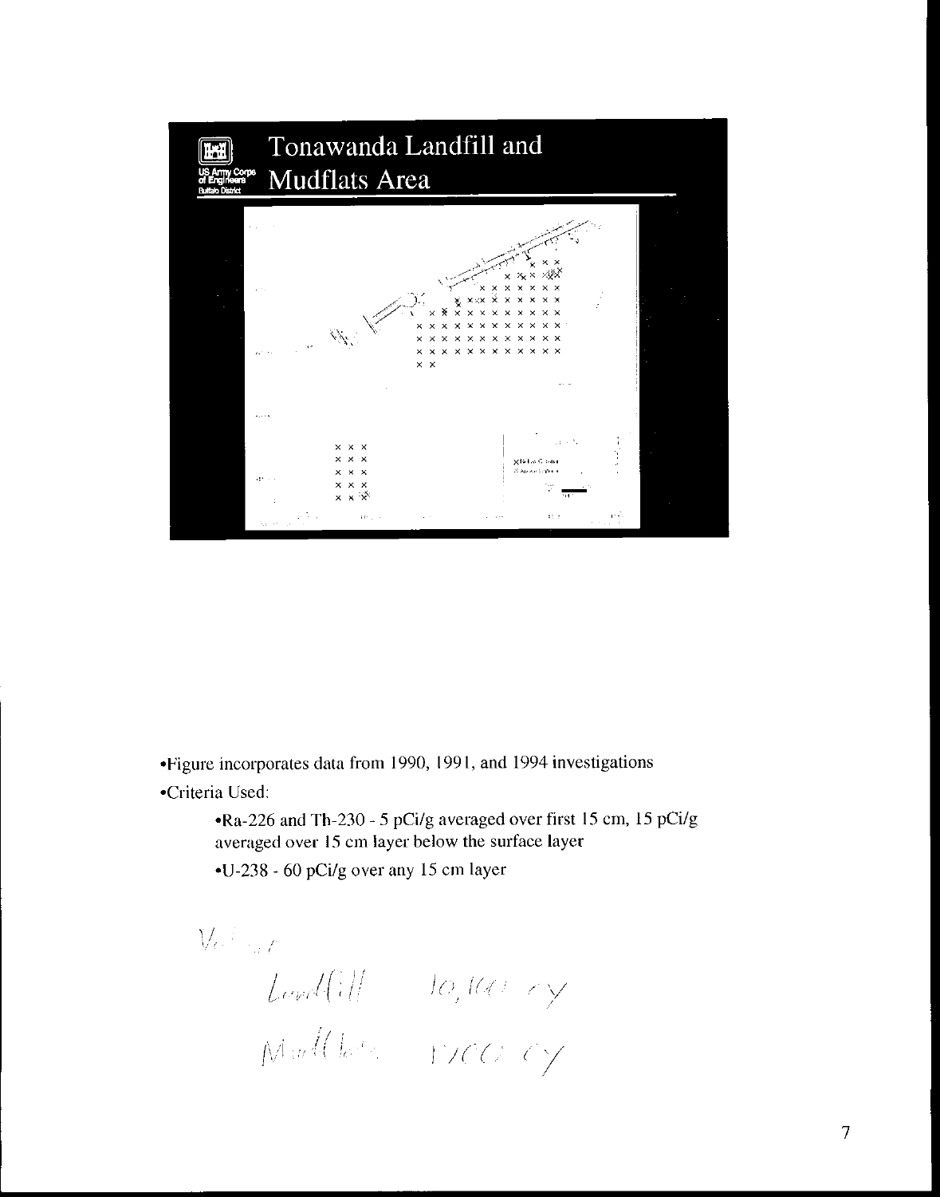# Tonawanda Landfill and Mudflats Area

US Army Corps of Engineers
Buffalo District

- Figure incorporates data from 1990, 1991, and 1994 investigations
- Criteria Used:
  - Ra-226 and Th-230 - 5 pCi/g averaged over first 15 cm, 15 pCi/g averaged over 15 cm layer below the surface layer
  - U-238 - 60 pCi/g over any 15 cm layer

Volume

Landfill 10,100 cy

Mudflats 1700 cy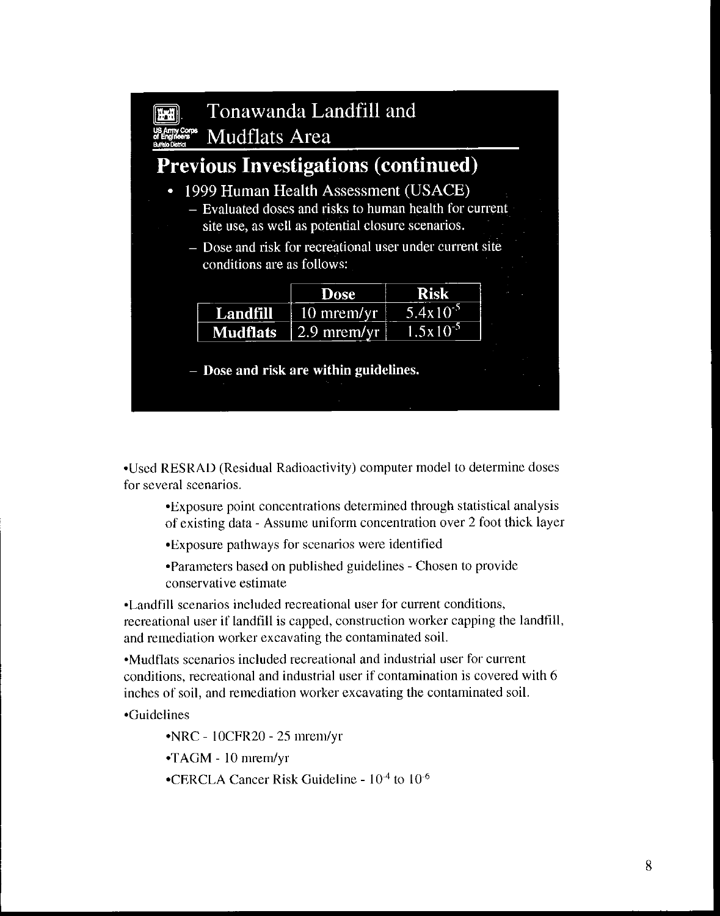# Tonawanda Landfill and Mudflats Area

US Army Corps of Engineers Buffalo District

## Previous Investigations (continued)

- 1999 Human Health Assessment (USACE)
  - Evaluated doses and risks to human health for current site use, as well as potential closure scenarios.
  - Dose and risk for recreational user under current site conditions are as follows:

| | Dose | Risk |
|---|---|---|
| **Landfill** | 10 mrem/yr | $5.4 \times 10^{-5}$ |
| **Mudflats** | 2.9 mrem/yr | $1.5 \times 10^{-5}$ |

  - **Dose and risk are within guidelines.**

•Used RESRAD (Residual Radioactivity) computer model to determine doses for several scenarios.

> •Exposure point concentrations determined through statistical analysis of existing data - Assume uniform concentration over 2 foot thick layer
>
> •Exposure pathways for scenarios were identified
>
> •Parameters based on published guidelines - Chosen to provide conservative estimate

•Landfill scenarios included recreational user for current conditions, recreational user if landfill is capped, construction worker capping the landfill, and remediation worker excavating the contaminated soil.

•Mudflats scenarios included recreational and industrial user for current conditions, recreational and industrial user if contamination is covered with 6 inches of soil, and remediation worker excavating the contaminated soil.

•Guidelines

> •NRC - 10CFR20 - 25 mrem/yr
>
> •TAGM - 10 mrem/yr
>
> •CERCLA Cancer Risk Guideline - $10^{-4}$ to $10^{-6}$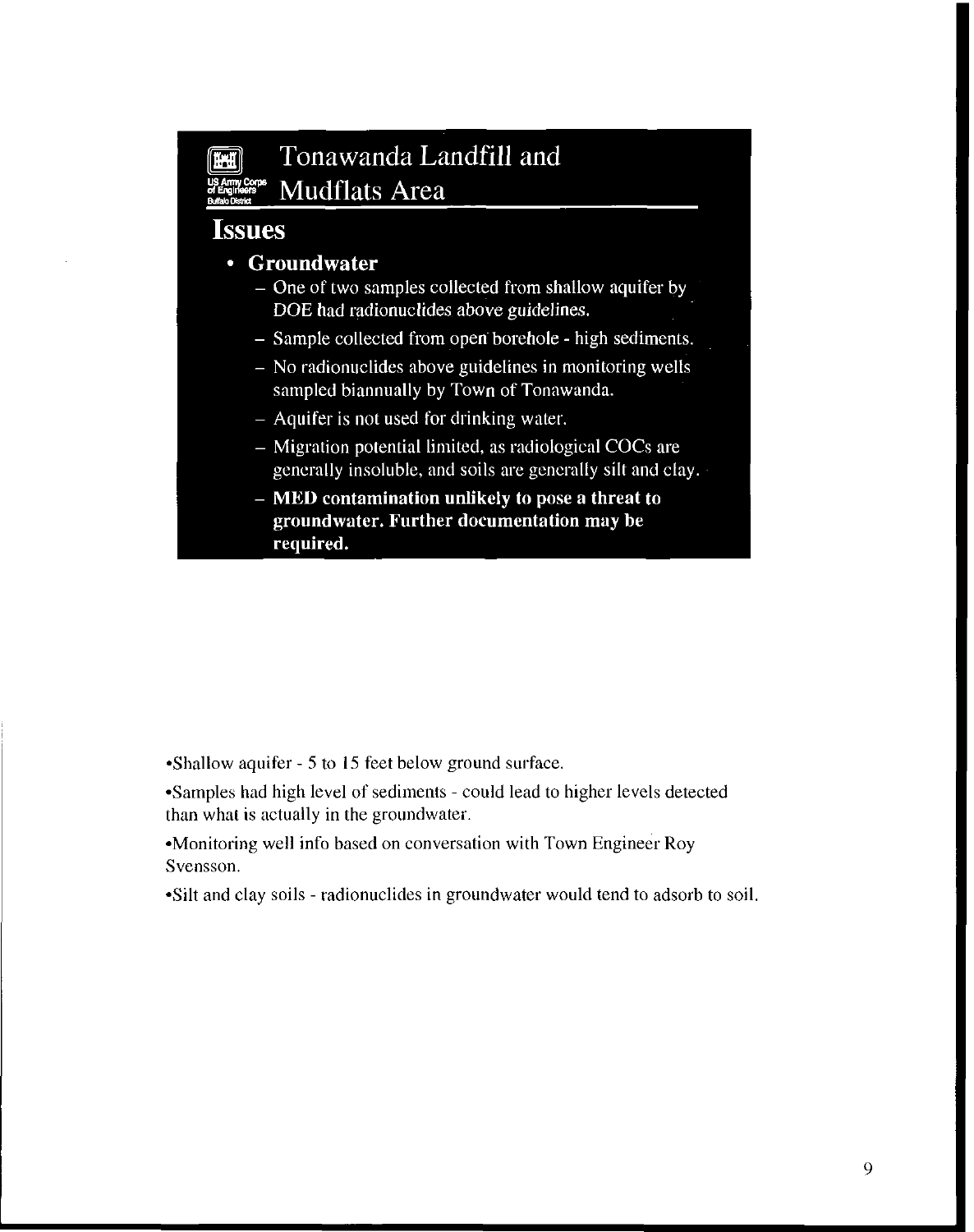# Tonawanda Landfill and Mudflats Area

US Army Corps of Engineers Buffalo District

## Issues

- **Groundwater**
  - One of two samples collected from shallow aquifer by DOE had radionuclides above guidelines.
  - Sample collected from open borehole - high sediments.
  - No radionuclides above guidelines in monitoring wells sampled biannually by Town of Tonawanda.
  - Aquifer is not used for drinking water.
  - Migration potential limited, as radiological COCs are generally insoluble, and soils are generally silt and clay.
  - **MED contamination unlikely to pose a threat to groundwater. Further documentation may be required.**

•Shallow aquifer - 5 to 15 feet below ground surface.

•Samples had high level of sediments - could lead to higher levels detected than what is actually in the groundwater.

•Monitoring well info based on conversation with Town Engineer Roy Svensson.

•Silt and clay soils - radionuclides in groundwater would tend to adsorb to soil.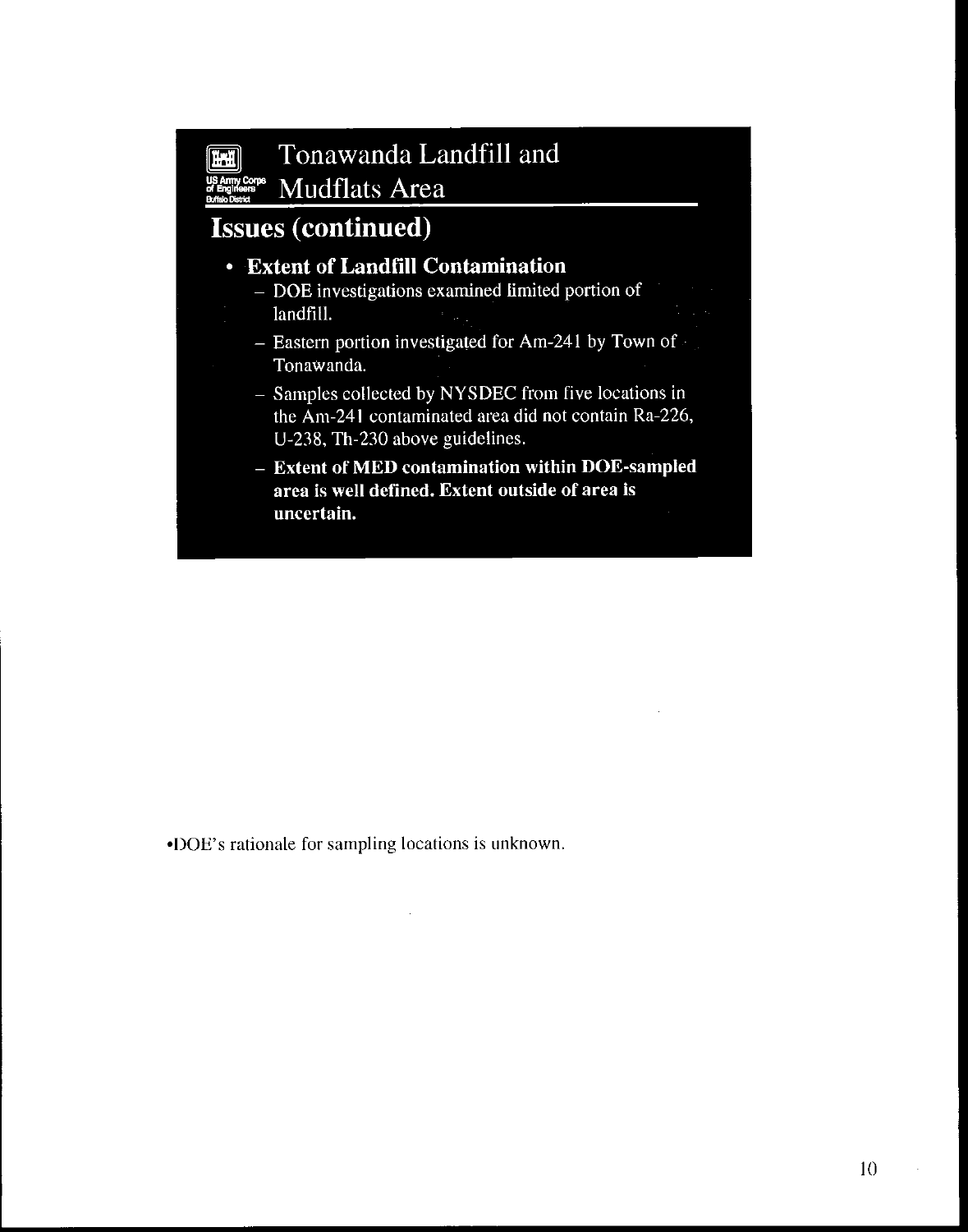# Tonawanda Landfill and Mudflats Area

US Army Corps of Engineers
Buffalo District

## Issues (continued)

- **Extent of Landfill Contamination**
  - DOE investigations examined limited portion of landfill.
  - Eastern portion investigated for Am-241 by Town of Tonawanda.
  - Samples collected by NYSDEC from five locations in the Am-241 contaminated area did not contain Ra-226, U-238, Th-230 above guidelines.
  - **Extent of MED contamination within DOE-sampled area is well defined. Extent outside of area is uncertain.**

•DOE's rationale for sampling locations is unknown.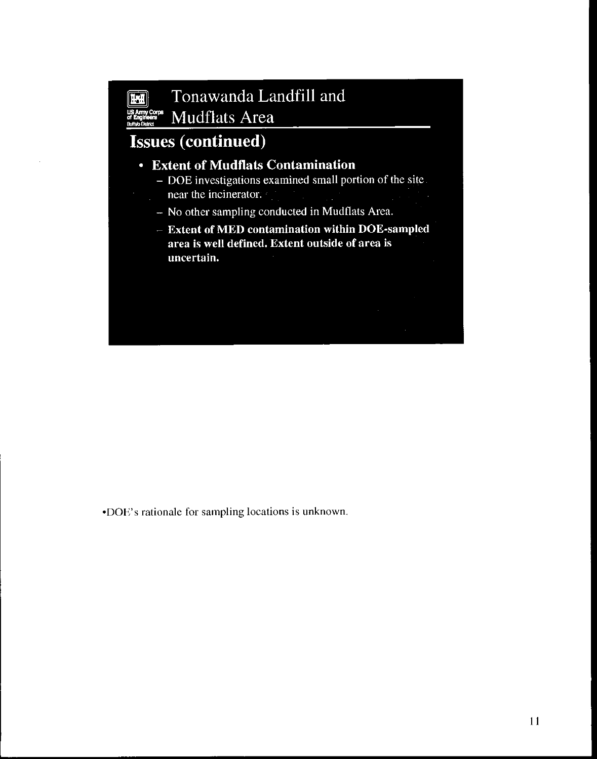# Tonawanda Landfill and Mudflats Area

## Issues (continued)

- **Extent of Mudflats Contamination**
  - DOE investigations examined small portion of the site near the incinerator.
  - No other sampling conducted in Mudflats Area.
  - **Extent of MED contamination within DOE-sampled area is well defined. Extent outside of area is uncertain.**

•DOE's rationale for sampling locations is unknown.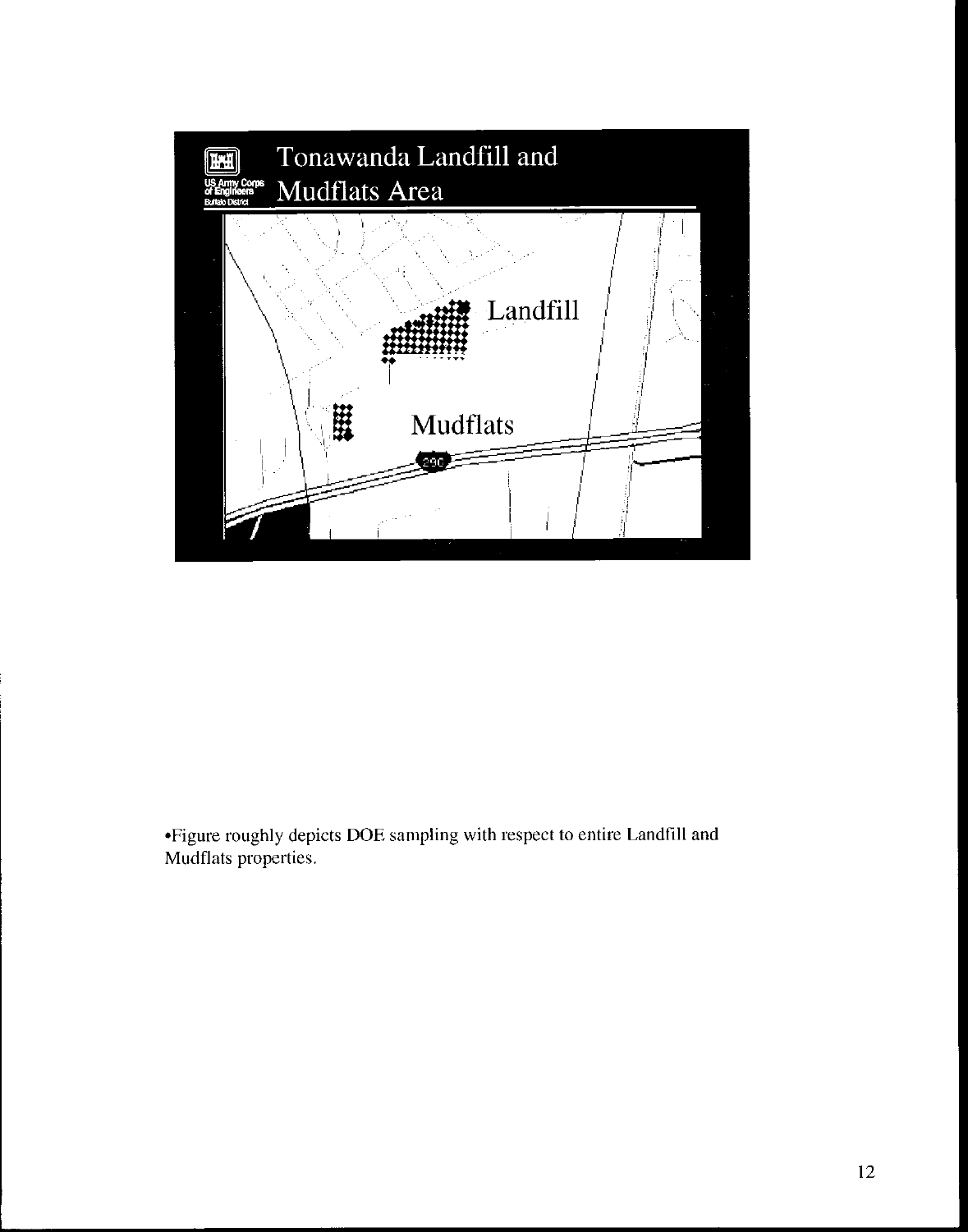# Tonawanda Landfill and Mudflats Area

Landfill

Mudflats

290

•Figure roughly depicts DOE sampling with respect to entire Landfill and Mudflats properties.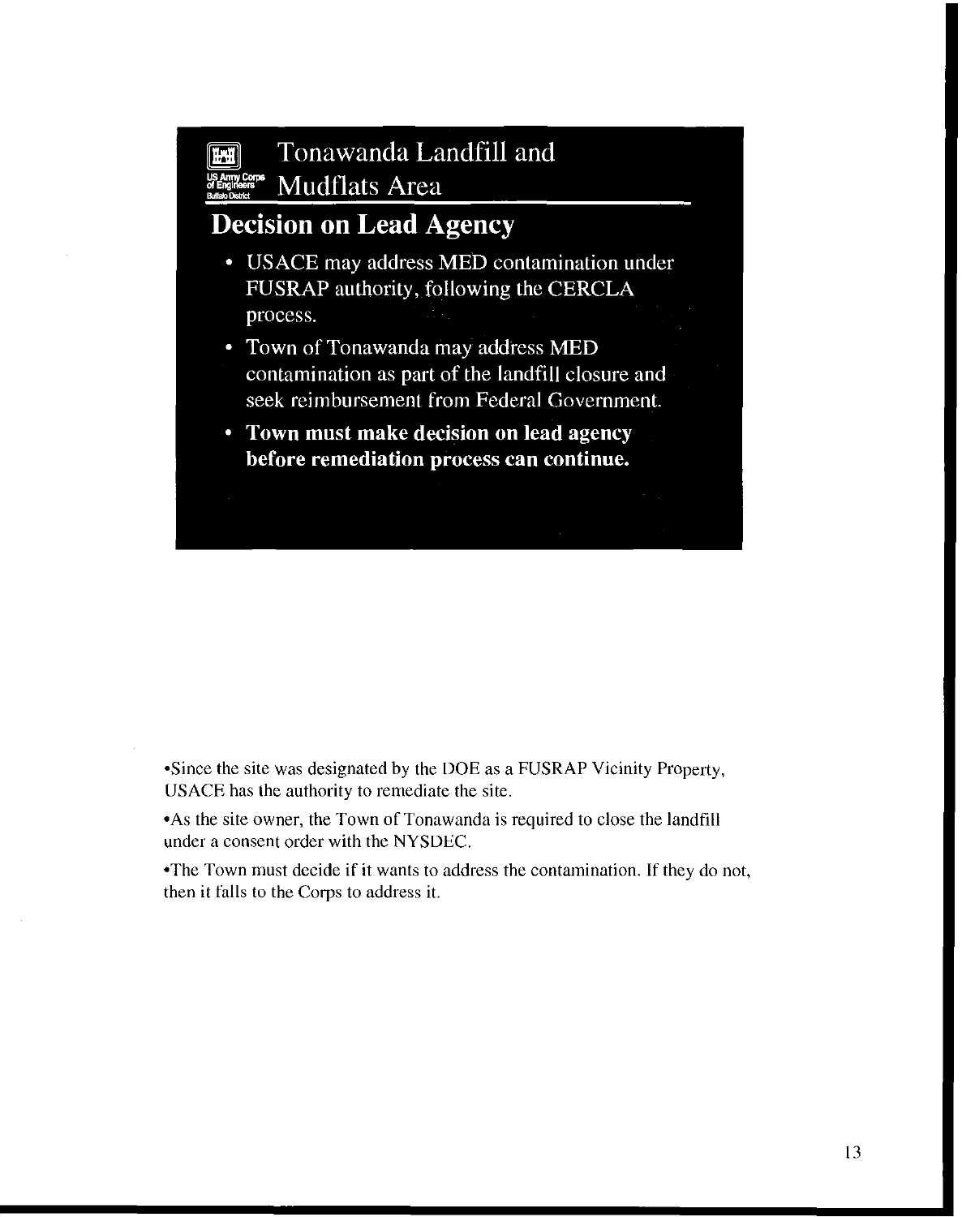# Tonawanda Landfill and Mudflats Area

US Army Corps of Engineers
Buffalo District

## Decision on Lead Agency

- USACE may address MED contamination under FUSRAP authority, following the CERCLA process.
- Town of Tonawanda may address MED contamination as part of the landfill closure and seek reimbursement from Federal Government.
- **Town must make decision on lead agency before remediation process can continue.**

•Since the site was designated by the DOE as a FUSRAP Vicinity Property, USACE has the authority to remediate the site.

•As the site owner, the Town of Tonawanda is required to close the landfill under a consent order with the NYSDEC.

•The Town must decide if it wants to address the contamination. If they do not, then it falls to the Corps to address it.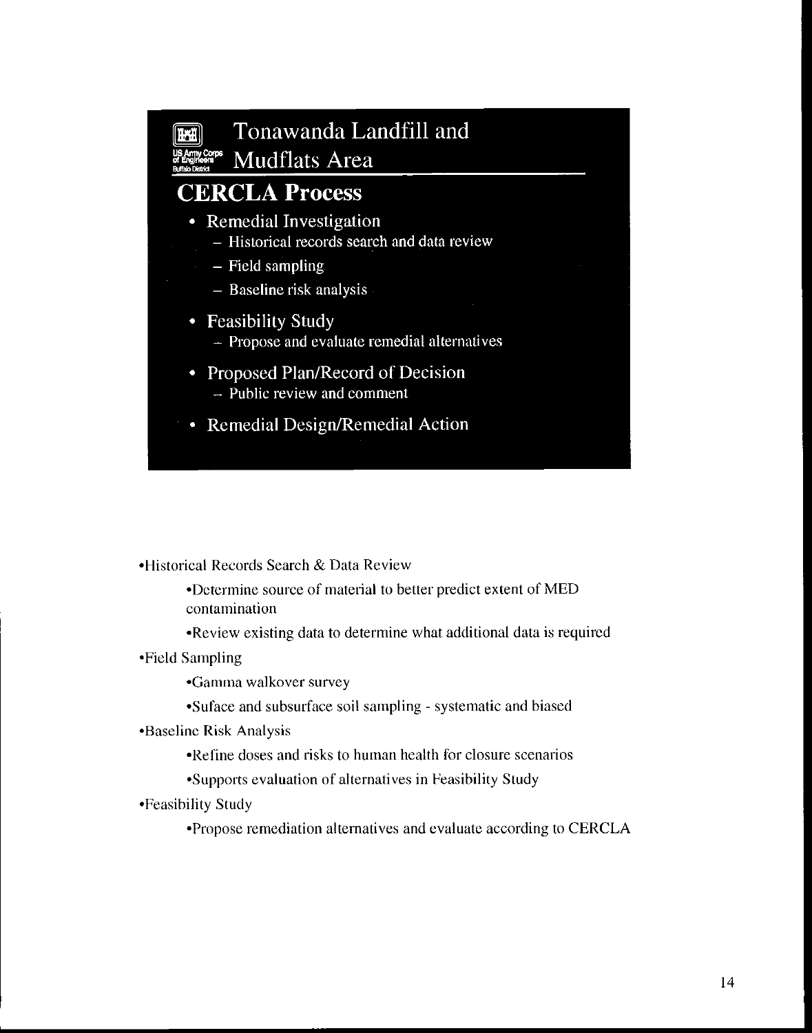# Tonawanda Landfill and Mudflats Area

US Army Corps of Engineers Buffalo District

## CERCLA Process

- Remedial Investigation
  - Historical records search and data review
  - Field sampling
  - Baseline risk analysis
- Feasibility Study
  - Propose and evaluate remedial alternatives
- Proposed Plan/Record of Decision
  - Public review and comment
- Remedial Design/Remedial Action

- Historical Records Search & Data Review
  - Determine source of material to better predict extent of MED contamination
  - Review existing data to determine what additional data is required
- Field Sampling
  - Gamma walkover survey
  - Suface and subsurface soil sampling - systematic and biased
- Baseline Risk Analysis
  - Refine doses and risks to human health for closure scenarios
  - Supports evaluation of alternatives in Feasibility Study
- Feasibility Study
  - Propose remediation alternatives and evaluate according to CERCLA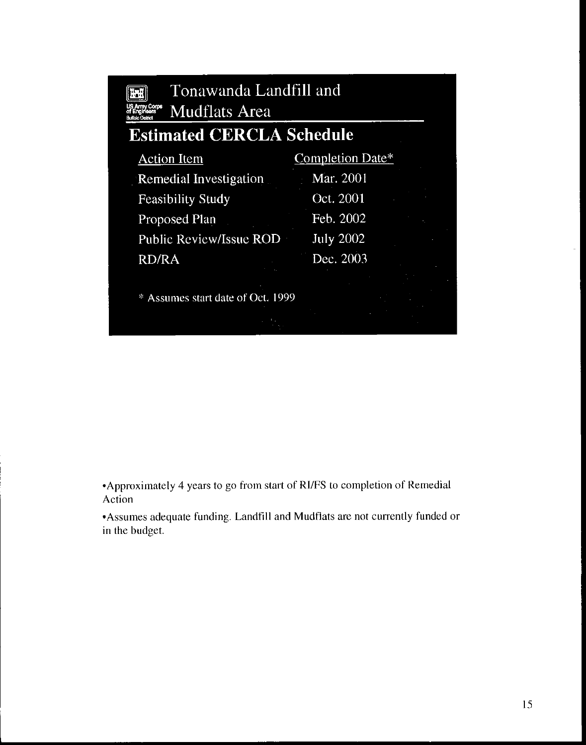## Tonawanda Landfill and Mudflats Area

US Army Corps of Engineers Buffalo District

# Estimated CERCLA Schedule

| Action Item | Completion Date* |
| --- | --- |
| Remedial Investigation | Mar. 2001 |
| Feasibility Study | Oct. 2001 |
| Proposed Plan | Feb. 2002 |
| Public Review/Issue ROD | July 2002 |
| RD/RA | Dec. 2003 |

* Assumes start date of Oct. 1999

- Approximately 4 years to go from start of RI/FS to completion of Remedial Action
- Assumes adequate funding. Landfill and Mudflats are not currently funded or in the budget.